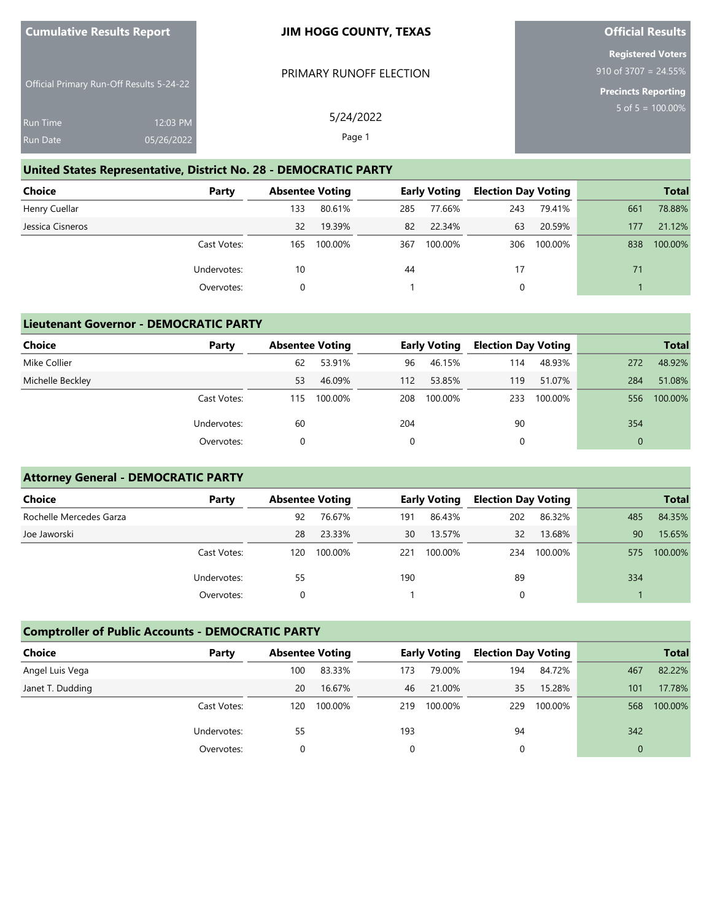**Cumulative Results Report**

Official Primary Run-Off Results 5-24-22

Run Time 12:03 PM
Run Date 05/26/2022

**JIM HOGG COUNTY, TEXAS**

PRIMARY RUNOFF ELECTION

5/24/2022

**Official Results**

**Registered Voters**
910 of 3707 = 24.55%

**Precincts Reporting**
5 of 5 = 100.00%

## United States Representative, District No. 28 - DEMOCRATIC PARTY

| Choice | Party | Absentee Voting | | Early Voting | | Election Day Voting | | Total | |
|---|---|---|---|---|---|---|---|---|---|
| Henry Cuellar | | 133 | 80.61% | 285 | 77.66% | 243 | 79.41% | 661 | 78.88% |
| Jessica Cisneros | | 32 | 19.39% | 82 | 22.34% | 63 | 20.59% | 177 | 21.12% |
| | Cast Votes: | 165 | 100.00% | 367 | 100.00% | 306 | 100.00% | 838 | 100.00% |
| | Undervotes: | 10 | | 44 | | 17 | | 71 | |
| | Overvotes: | 0 | | 1 | | 0 | | 1 | |

## Lieutenant Governor - DEMOCRATIC PARTY

| Choice | Party | Absentee Voting | | Early Voting | | Election Day Voting | | Total | |
|---|---|---|---|---|---|---|---|---|---|
| Mike Collier | | 62 | 53.91% | 96 | 46.15% | 114 | 48.93% | 272 | 48.92% |
| Michelle Beckley | | 53 | 46.09% | 112 | 53.85% | 119 | 51.07% | 284 | 51.08% |
| | Cast Votes: | 115 | 100.00% | 208 | 100.00% | 233 | 100.00% | 556 | 100.00% |
| | Undervotes: | 60 | | 204 | | 90 | | 354 | |
| | Overvotes: | 0 | | 0 | | 0 | | 0 | |

## Attorney General - DEMOCRATIC PARTY

| Choice | Party | Absentee Voting | | Early Voting | | Election Day Voting | | Total | |
|---|---|---|---|---|---|---|---|---|---|
| Rochelle Mercedes Garza | | 92 | 76.67% | 191 | 86.43% | 202 | 86.32% | 485 | 84.35% |
| Joe Jaworski | | 28 | 23.33% | 30 | 13.57% | 32 | 13.68% | 90 | 15.65% |
| | Cast Votes: | 120 | 100.00% | 221 | 100.00% | 234 | 100.00% | 575 | 100.00% |
| | Undervotes: | 55 | | 190 | | 89 | | 334 | |
| | Overvotes: | 0 | | 1 | | 0 | | 1 | |

## Comptroller of Public Accounts - DEMOCRATIC PARTY

| Choice | Party | Absentee Voting | | Early Voting | | Election Day Voting | | Total | |
|---|---|---|---|---|---|---|---|---|---|
| Angel Luis Vega | | 100 | 83.33% | 173 | 79.00% | 194 | 84.72% | 467 | 82.22% |
| Janet T. Dudding | | 20 | 16.67% | 46 | 21.00% | 35 | 15.28% | 101 | 17.78% |
| | Cast Votes: | 120 | 100.00% | 219 | 100.00% | 229 | 100.00% | 568 | 100.00% |
| | Undervotes: | 55 | | 193 | | 94 | | 342 | |
| | Overvotes: | 0 | | 0 | | 0 | | 0 | |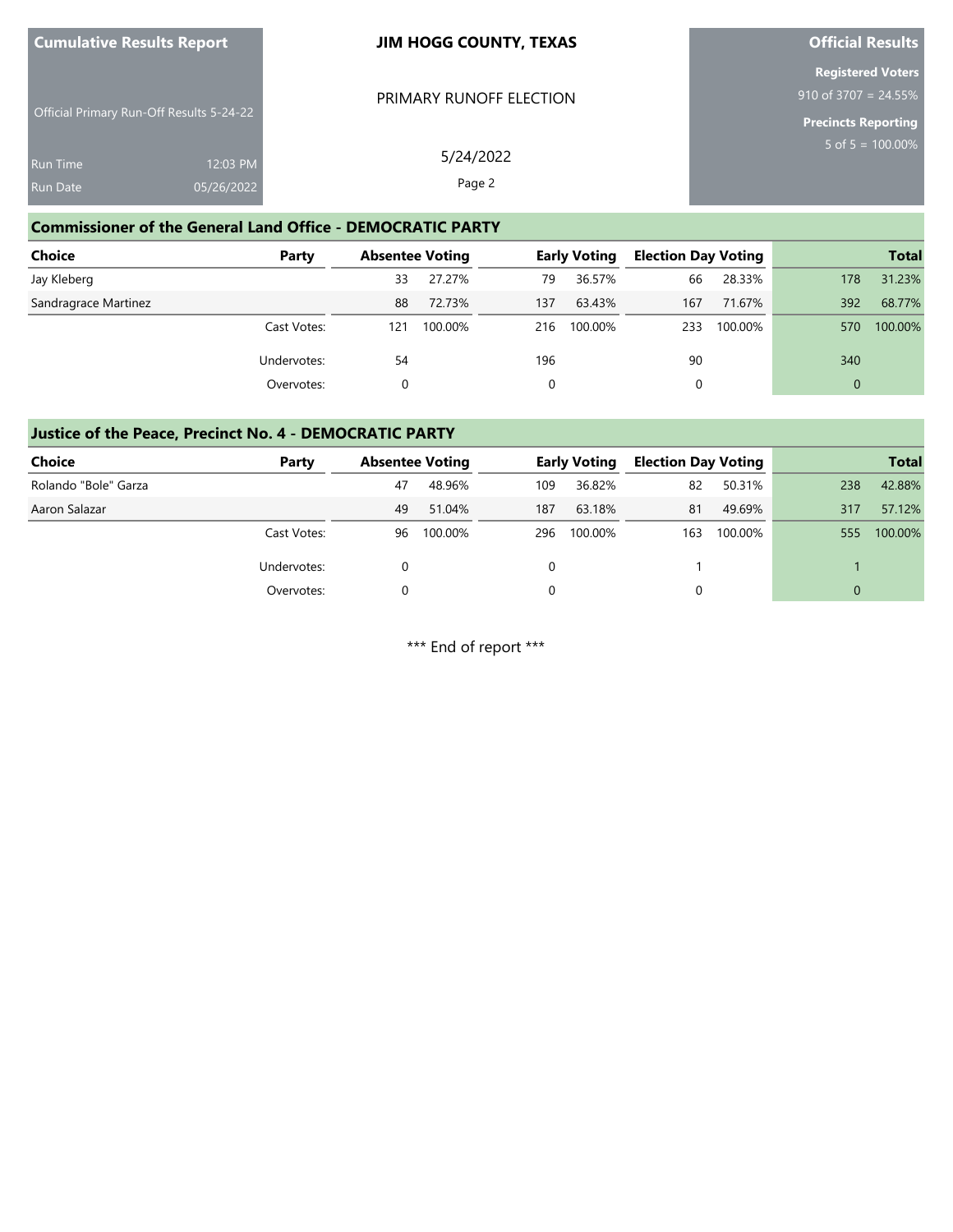Cumulative Results Report

Official Primary Run-Off Results 5-24-22

Run Time 12:03 PM
Run Date 05/26/2022

**JIM HOGG COUNTY, TEXAS**

PRIMARY RUNOFF ELECTION

5/24/2022

**Official Results**

**Registered Voters**
910 of 3707 = 24.55%

**Precincts Reporting**
5 of 5 = 100.00%

## Commissioner of the General Land Office - DEMOCRATIC PARTY

| Choice | Party | Absentee Voting | | Early Voting | | Election Day Voting | | Total | |
|---|---|---|---|---|---|---|---|---|---|
| Jay Kleberg | | 33 | 27.27% | 79 | 36.57% | 66 | 28.33% | 178 | 31.23% |
| Sandragrace Martinez | | 88 | 72.73% | 137 | 63.43% | 167 | 71.67% | 392 | 68.77% |
| | Cast Votes: | 121 | 100.00% | 216 | 100.00% | 233 | 100.00% | 570 | 100.00% |
| | Undervotes: | 54 | | 196 | | 90 | | 340 | |
| | Overvotes: | 0 | | 0 | | 0 | | 0 | |

## Justice of the Peace, Precinct No. 4 - DEMOCRATIC PARTY

| Choice | Party | Absentee Voting | | Early Voting | | Election Day Voting | | Total | |
|---|---|---|---|---|---|---|---|---|---|
| Rolando "Bole" Garza | | 47 | 48.96% | 109 | 36.82% | 82 | 50.31% | 238 | 42.88% |
| Aaron Salazar | | 49 | 51.04% | 187 | 63.18% | 81 | 49.69% | 317 | 57.12% |
| | Cast Votes: | 96 | 100.00% | 296 | 100.00% | 163 | 100.00% | 555 | 100.00% |
| | Undervotes: | 0 | | 0 | | 1 | | 1 | |
| | Overvotes: | 0 | | 0 | | 0 | | 0 | |

*** End of report ***